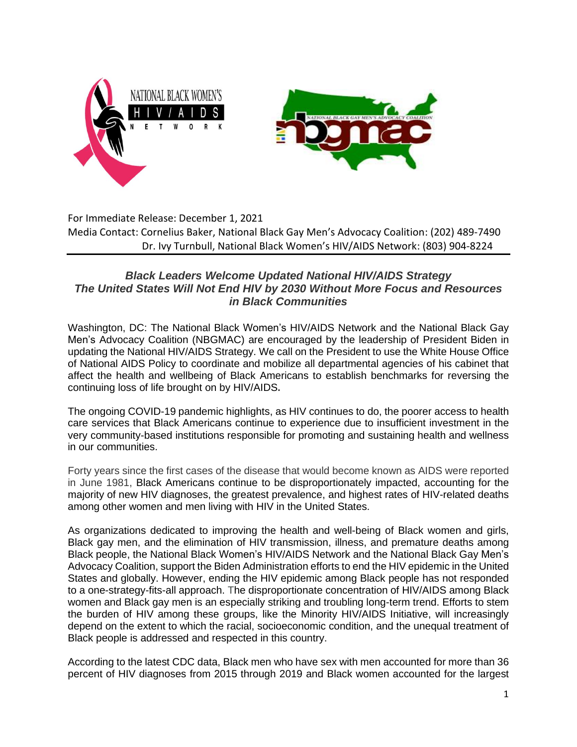For Immediate Release: December 1, 2021

Media Contact: Cornelius Baker, National Black Gay Men's Advocacy Coalition: (202) 489-7490
Dr. Ivy Turnbull, National Black Women's HIV/AIDS Network: (803) 904-8224

## *Black Leaders Welcome Updated National HIV/AIDS Strategy*
## *The United States Will Not End HIV by 2030 Without More Focus and Resources in Black Communities*

Washington, DC: The National Black Women's HIV/AIDS Network and the National Black Gay Men's Advocacy Coalition (NBGMAC) are encouraged by the leadership of President Biden in updating the National HIV/AIDS Strategy. We call on the President to use the White House Office of National AIDS Policy to coordinate and mobilize all departmental agencies of his cabinet that affect the health and wellbeing of Black Americans to establish benchmarks for reversing the continuing loss of life brought on by HIV/AIDS**.**

The ongoing COVID-19 pandemic highlights, as HIV continues to do, the poorer access to health care services that Black Americans continue to experience due to insufficient investment in the very community-based institutions responsible for promoting and sustaining health and wellness in our communities.

Forty years since the first cases of the disease that would become known as AIDS were reported in June 1981, Black Americans continue to be disproportionately impacted, accounting for the majority of new HIV diagnoses, the greatest prevalence, and highest rates of HIV-related deaths among other women and men living with HIV in the United States.

As organizations dedicated to improving the health and well-being of Black women and girls, Black gay men, and the elimination of HIV transmission, illness, and premature deaths among Black people, the National Black Women's HIV/AIDS Network and the National Black Gay Men's Advocacy Coalition, support the Biden Administration efforts to end the HIV epidemic in the United States and globally. However, ending the HIV epidemic among Black people has not responded to a one-strategy-fits-all approach. The disproportionate concentration of HIV/AIDS among Black women and Black gay men is an especially striking and troubling long-term trend. Efforts to stem the burden of HIV among these groups, like the Minority HIV/AIDS Initiative, will increasingly depend on the extent to which the racial, socioeconomic condition, and the unequal treatment of Black people is addressed and respected in this country.

According to the latest CDC data, Black men who have sex with men accounted for more than 36 percent of HIV diagnoses from 2015 through 2019 and Black women accounted for the largest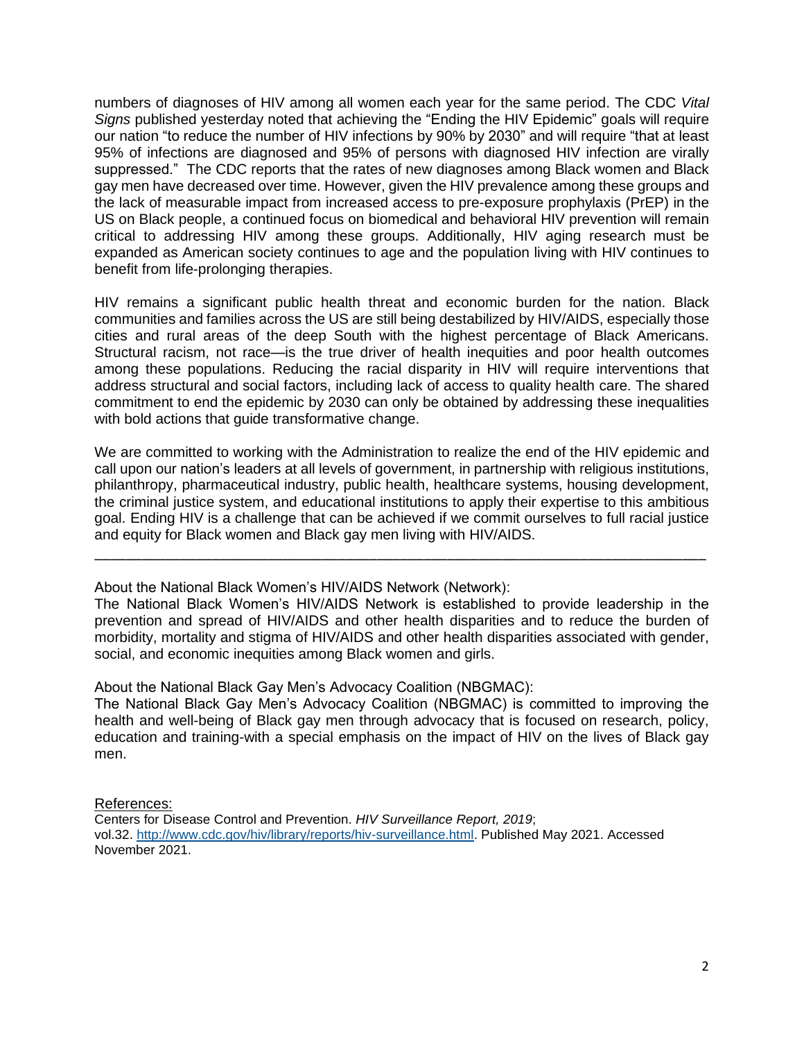numbers of diagnoses of HIV among all women each year for the same period. The CDC *Vital Signs* published yesterday noted that achieving the "Ending the HIV Epidemic" goals will require our nation "to reduce the number of HIV infections by 90% by 2030" and will require "that at least 95% of infections are diagnosed and 95% of persons with diagnosed HIV infection are virally suppressed." The CDC reports that the rates of new diagnoses among Black women and Black gay men have decreased over time. However, given the HIV prevalence among these groups and the lack of measurable impact from increased access to pre-exposure prophylaxis (PrEP) in the US on Black people, a continued focus on biomedical and behavioral HIV prevention will remain critical to addressing HIV among these groups. Additionally, HIV aging research must be expanded as American society continues to age and the population living with HIV continues to benefit from life-prolonging therapies.

HIV remains a significant public health threat and economic burden for the nation. Black communities and families across the US are still being destabilized by HIV/AIDS, especially those cities and rural areas of the deep South with the highest percentage of Black Americans. Structural racism, not race—is the true driver of health inequities and poor health outcomes among these populations. Reducing the racial disparity in HIV will require interventions that address structural and social factors, including lack of access to quality health care. The shared commitment to end the epidemic by 2030 can only be obtained by addressing these inequalities with bold actions that guide transformative change.

We are committed to working with the Administration to realize the end of the HIV epidemic and call upon our nation's leaders at all levels of government, in partnership with religious institutions, philanthropy, pharmaceutical industry, public health, healthcare systems, housing development, the criminal justice system, and educational institutions to apply their expertise to this ambitious goal. Ending HIV is a challenge that can be achieved if we commit ourselves to full racial justice and equity for Black women and Black gay men living with HIV/AIDS.

---

About the National Black Women's HIV/AIDS Network (Network):
The National Black Women's HIV/AIDS Network is established to provide leadership in the prevention and spread of HIV/AIDS and other health disparities and to reduce the burden of morbidity, mortality and stigma of HIV/AIDS and other health disparities associated with gender, social, and economic inequities among Black women and girls.

About the National Black Gay Men's Advocacy Coalition (NBGMAC):
The National Black Gay Men's Advocacy Coalition (NBGMAC) is committed to improving the health and well-being of Black gay men through advocacy that is focused on research, policy, education and training-with a special emphasis on the impact of HIV on the lives of Black gay men.

References:

Centers for Disease Control and Prevention. *HIV Surveillance Report, 2019*; vol.32. http://www.cdc.gov/hiv/library/reports/hiv-surveillance.html. Published May 2021. Accessed November 2021.